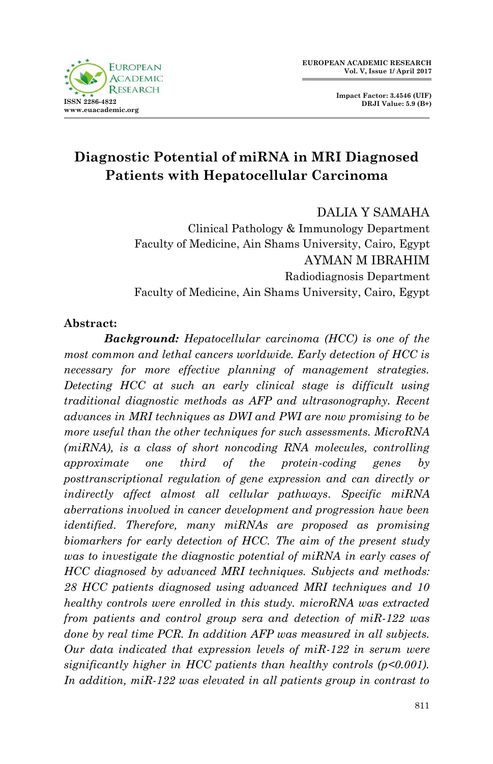# Diagnostic Potential of miRNA in MRI Diagnosed Patients with Hepatocellular Carcinoma

DALIA Y SAMAHA
Clinical Pathology & Immunology Department
Faculty of Medicine, Ain Shams University, Cairo, Egypt

AYMAN M IBRAHIM
Radiodiagnosis Department
Faculty of Medicine, Ain Shams University, Cairo, Egypt

**Abstract:**

***Background:*** *Hepatocellular carcinoma (HCC) is one of the most common and lethal cancers worldwide. Early detection of HCC is necessary for more effective planning of management strategies. Detecting HCC at such an early clinical stage is difficult using traditional diagnostic methods as AFP and ultrasonography. Recent advances in MRI techniques as DWI and PWI are now promising to be more useful than the other techniques for such assessments. MicroRNA (miRNA), is a class of short noncoding RNA molecules, controlling approximate one third of the protein-coding genes by posttranscriptional regulation of gene expression and can directly or indirectly affect almost all cellular pathways. Specific miRNA aberrations involved in cancer development and progression have been identified. Therefore, many miRNAs are proposed as promising biomarkers for early detection of HCC. The aim of the present study was to investigate the diagnostic potential of miRNA in early cases of HCC diagnosed by advanced MRI techniques. Subjects and methods: 28 HCC patients diagnosed using advanced MRI techniques and 10 healthy controls were enrolled in this study. microRNA was extracted from patients and control group sera and detection of miR-122 was done by real time PCR. In addition AFP was measured in all subjects. Our data indicated that expression levels of miR-122 in serum were significantly higher in HCC patients than healthy controls ($p<0.001$). In addition, miR-122 was elevated in all patients group in contrast to*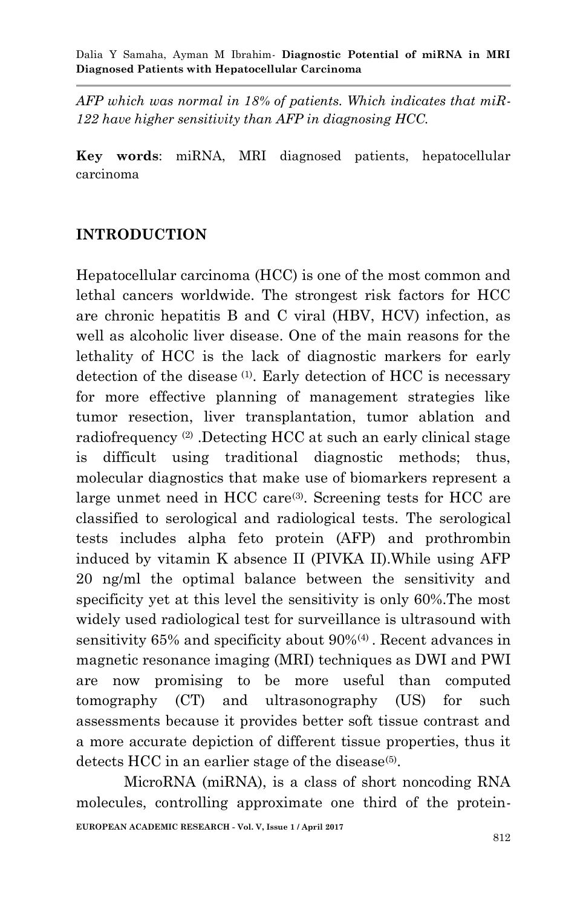*AFP which was normal in 18% of patients. Which indicates that miR-122 have higher sensitivity than AFP in diagnosing HCC.*

**Key words**: miRNA, MRI diagnosed patients, hepatocellular carcinoma

## INTRODUCTION

Hepatocellular carcinoma (HCC) is one of the most common and lethal cancers worldwide. The strongest risk factors for HCC are chronic hepatitis B and C viral (HBV, HCV) infection, as well as alcoholic liver disease. One of the main reasons for the lethality of HCC is the lack of diagnostic markers for early detection of the disease [(1)]. Early detection of HCC is necessary for more effective planning of management strategies like tumor resection, liver transplantation, tumor ablation and radiofrequency [(2)] .Detecting HCC at such an early clinical stage is difficult using traditional diagnostic methods; thus, molecular diagnostics that make use of biomarkers represent a large unmet need in HCC care[(3)]. Screening tests for HCC are classified to serological and radiological tests. The serological tests includes alpha feto protein (AFP) and prothrombin induced by vitamin K absence II (PIVKA II).While using AFP 20 ng/ml the optimal balance between the sensitivity and specificity yet at this level the sensitivity is only 60%.The most widely used radiological test for surveillance is ultrasound with sensitivity 65% and specificity about 90%[(4)] . Recent advances in magnetic resonance imaging (MRI) techniques as DWI and PWI are now promising to be more useful than computed tomography (CT) and ultrasonography (US) for such assessments because it provides better soft tissue contrast and a more accurate depiction of different tissue properties, thus it detects HCC in an earlier stage of the disease[(5)].

MicroRNA (miRNA), is a class of short noncoding RNA molecules, controlling approximate one third of the protein-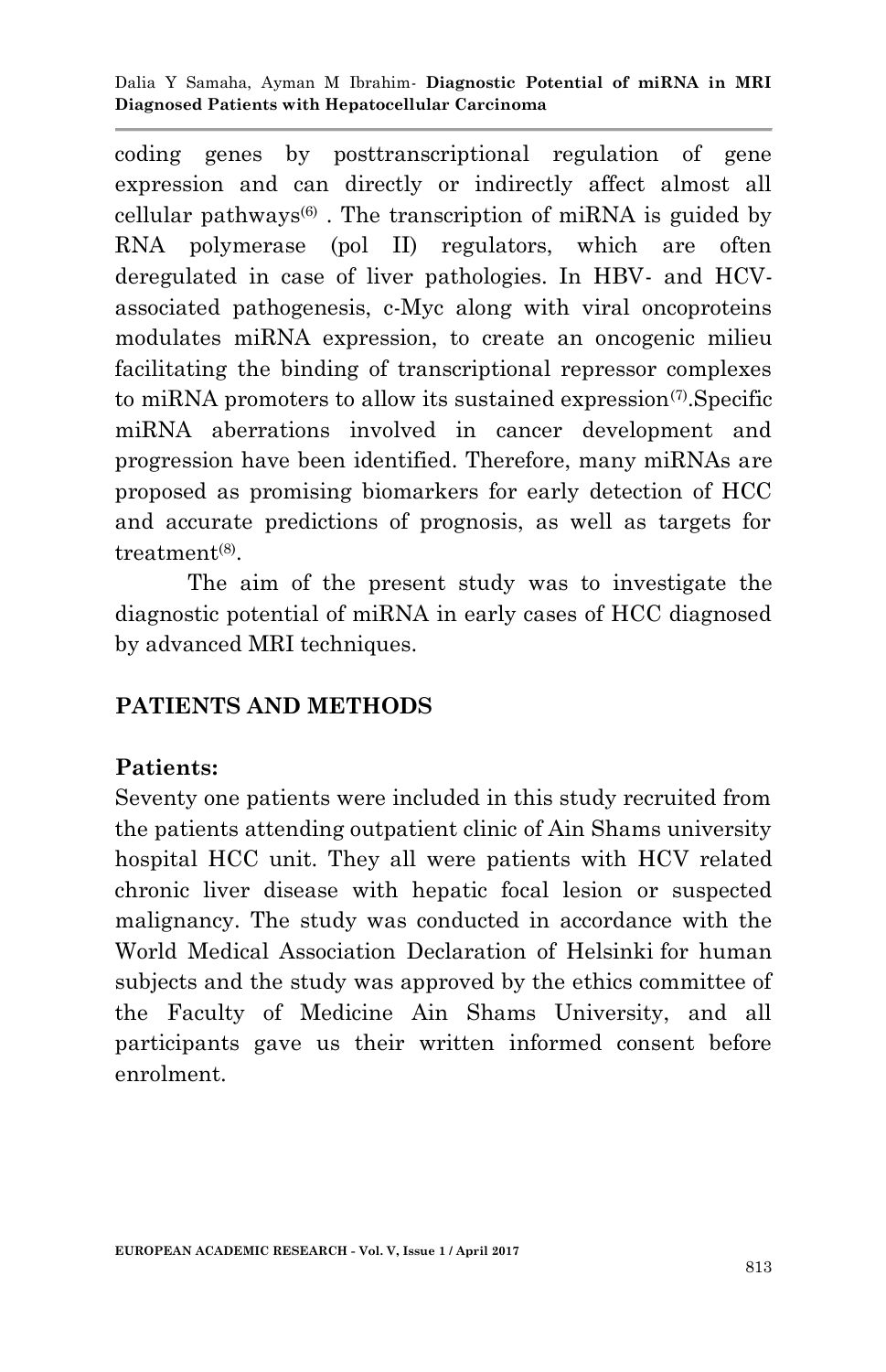coding genes by posttranscriptional regulation of gene expression and can directly or indirectly affect almost all cellular pathways[6] . The transcription of miRNA is guided by RNA polymerase (pol II) regulators, which are often deregulated in case of liver pathologies. In HBV- and HCV-associated pathogenesis, c-Myc along with viral oncoproteins modulates miRNA expression, to create an oncogenic milieu facilitating the binding of transcriptional repressor complexes to miRNA promoters to allow its sustained expression[7].Specific miRNA aberrations involved in cancer development and progression have been identified. Therefore, many miRNAs are proposed as promising biomarkers for early detection of HCC and accurate predictions of prognosis, as well as targets for treatment[8].

The aim of the present study was to investigate the diagnostic potential of miRNA in early cases of HCC diagnosed by advanced MRI techniques.

## PATIENTS AND METHODS

### Patients:

Seventy one patients were included in this study recruited from the patients attending outpatient clinic of Ain Shams university hospital HCC unit. They all were patients with HCV related chronic liver disease with hepatic focal lesion or suspected malignancy. The study was conducted in accordance with the World Medical Association Declaration of Helsinki for human subjects and the study was approved by the ethics committee of the Faculty of Medicine Ain Shams University, and all participants gave us their written informed consent before enrolment.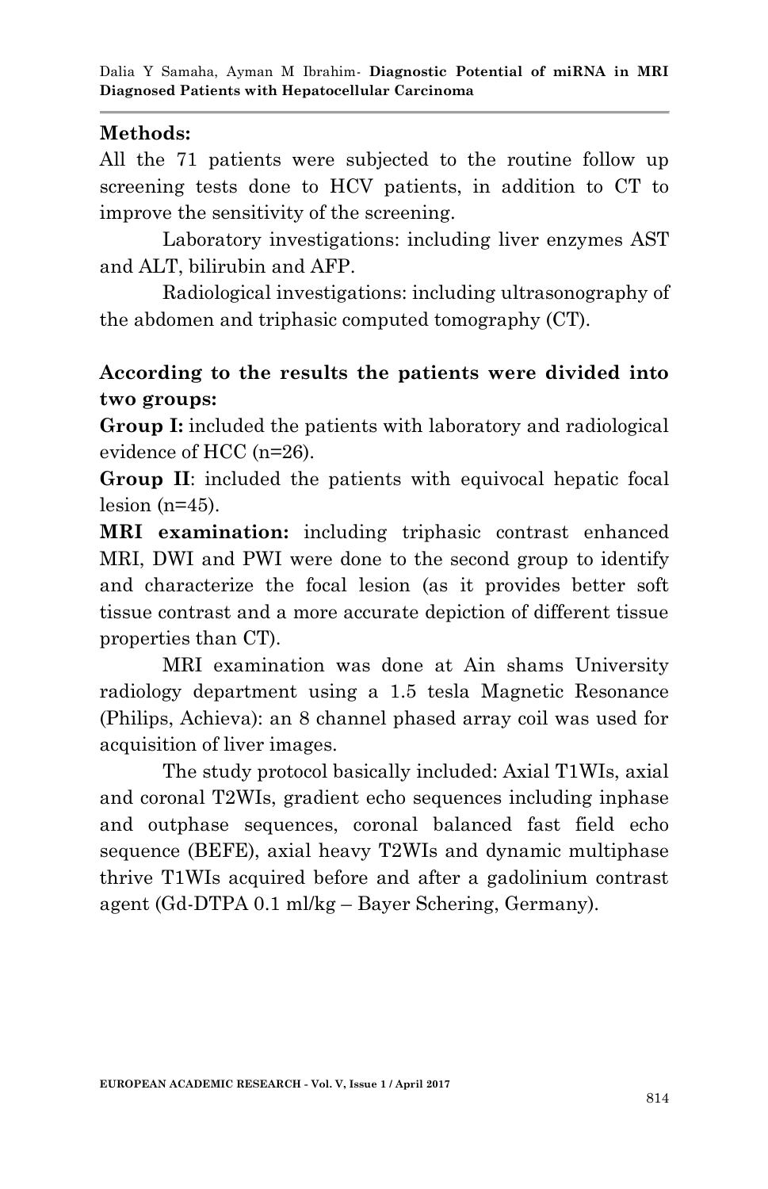**Methods:**

All the 71 patients were subjected to the routine follow up screening tests done to HCV patients, in addition to CT to improve the sensitivity of the screening.

Laboratory investigations: including liver enzymes AST and ALT, bilirubin and AFP.

Radiological investigations: including ultrasonography of the abdomen and triphasic computed tomography (CT).

**According to the results the patients were divided into two groups:**

**Group I:** included the patients with laboratory and radiological evidence of HCC (n=26).

**Group II**: included the patients with equivocal hepatic focal lesion (n=45).

**MRI examination:** including triphasic contrast enhanced MRI, DWI and PWI were done to the second group to identify and characterize the focal lesion (as it provides better soft tissue contrast and a more accurate depiction of different tissue properties than CT).

MRI examination was done at Ain shams University radiology department using a 1.5 tesla Magnetic Resonance (Philips, Achieva): an 8 channel phased array coil was used for acquisition of liver images.

The study protocol basically included: Axial T1WIs, axial and coronal T2WIs, gradient echo sequences including inphase and outphase sequences, coronal balanced fast field echo sequence (BEFE), axial heavy T2WIs and dynamic multiphase thrive T1WIs acquired before and after a gadolinium contrast agent (Gd-DTPA 0.1 ml/kg – Bayer Schering, Germany).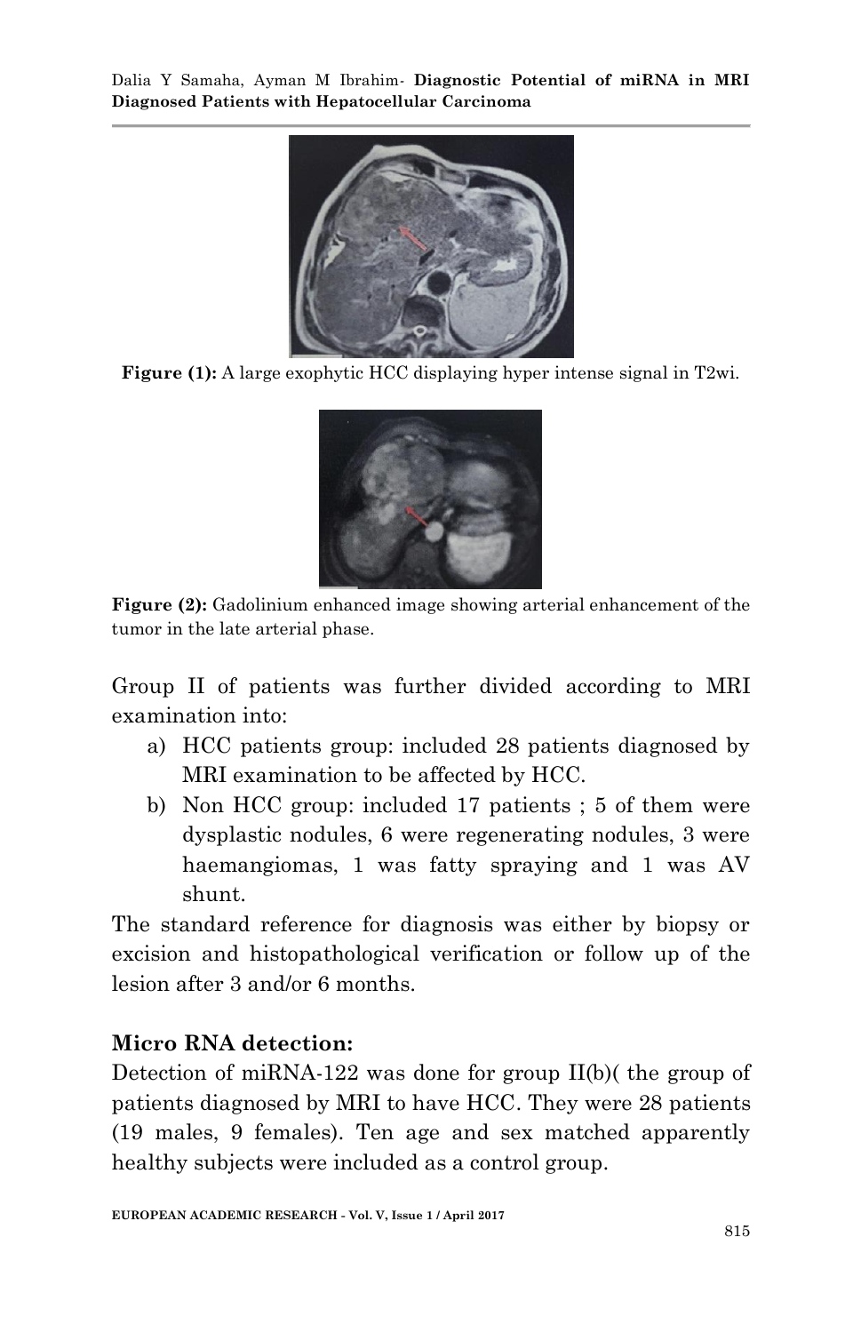Figure (1): A large exophytic HCC displaying hyper intense signal in T2wi.

Figure (2): Gadolinium enhanced image showing arterial enhancement of the tumor in the late arterial phase.

Group II of patients was further divided according to MRI examination into:

a) HCC patients group: included 28 patients diagnosed by MRI examination to be affected by HCC.
b) Non HCC group: included 17 patients ; 5 of them were dysplastic nodules, 6 were regenerating nodules, 3 were haemangiomas, 1 was fatty spraying and 1 was AV shunt.

The standard reference for diagnosis was either by biopsy or excision and histopathological verification or follow up of the lesion after 3 and/or 6 months.

### Micro RNA detection:

Detection of miRNA-122 was done for group II(b)( the group of patients diagnosed by MRI to have HCC. They were 28 patients (19 males, 9 females). Ten age and sex matched apparently healthy subjects were included as a control group.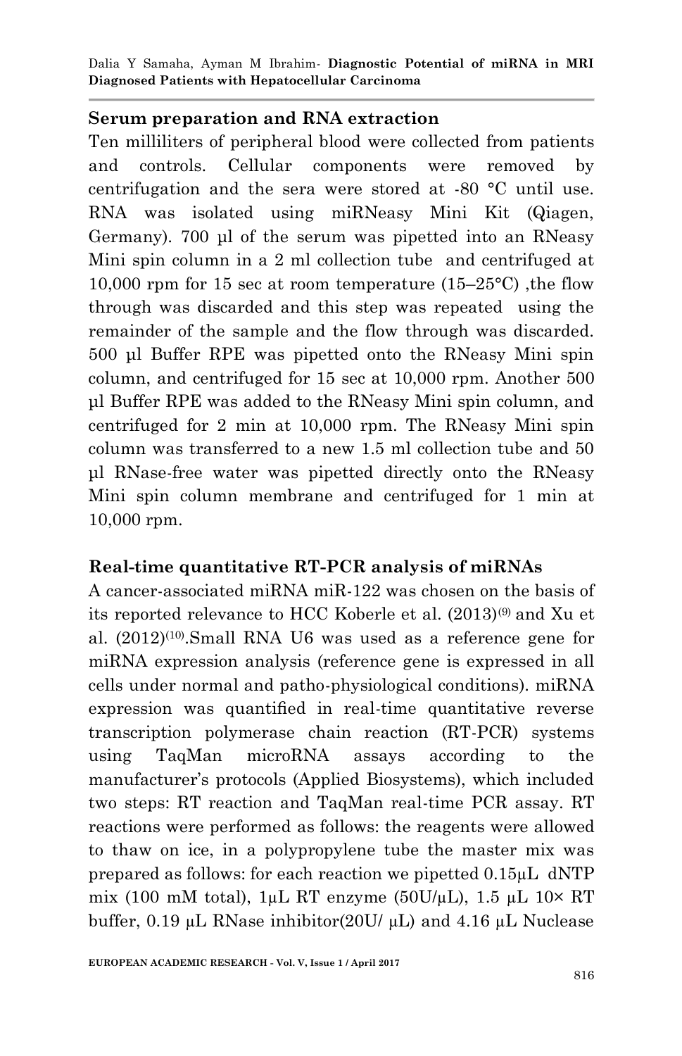### Serum preparation and RNA extraction

Ten milliliters of peripheral blood were collected from patients and controls. Cellular components were removed by centrifugation and the sera were stored at -80 °C until use. RNA was isolated using miRNeasy Mini Kit (Qiagen, Germany). 700 µl of the serum was pipetted into an RNeasy Mini spin column in a 2 ml collection tube and centrifuged at 10,000 rpm for 15 sec at room temperature (15–25°C) ,the flow through was discarded and this step was repeated using the remainder of the sample and the flow through was discarded. 500 µl Buffer RPE was pipetted onto the RNeasy Mini spin column, and centrifuged for 15 sec at 10,000 rpm. Another 500 µl Buffer RPE was added to the RNeasy Mini spin column, and centrifuged for 2 min at 10,000 rpm. The RNeasy Mini spin column was transferred to a new 1.5 ml collection tube and 50 µl RNase-free water was pipetted directly onto the RNeasy Mini spin column membrane and centrifuged for 1 min at 10,000 rpm.

### Real-time quantitative RT-PCR analysis of miRNAs

A cancer-associated miRNA miR-122 was chosen on the basis of its reported relevance to HCC Koberle et al. (2013)[9] and Xu et al. (2012)[10].Small RNA U6 was used as a reference gene for miRNA expression analysis (reference gene is expressed in all cells under normal and patho-physiological conditions). miRNA expression was quantified in real-time quantitative reverse transcription polymerase chain reaction (RT-PCR) systems using TaqMan microRNA assays according to the manufacturer's protocols (Applied Biosystems), which included two steps: RT reaction and TaqMan real-time PCR assay. RT reactions were performed as follows: the reagents were allowed to thaw on ice, in a polypropylene tube the master mix was prepared as follows: for each reaction we pipetted 0.15µL dNTP mix (100 mM total), 1µL RT enzyme (50U/µL), 1.5 µL 10× RT buffer, 0.19 µL RNase inhibitor(20U/ µL) and 4.16 µL Nuclease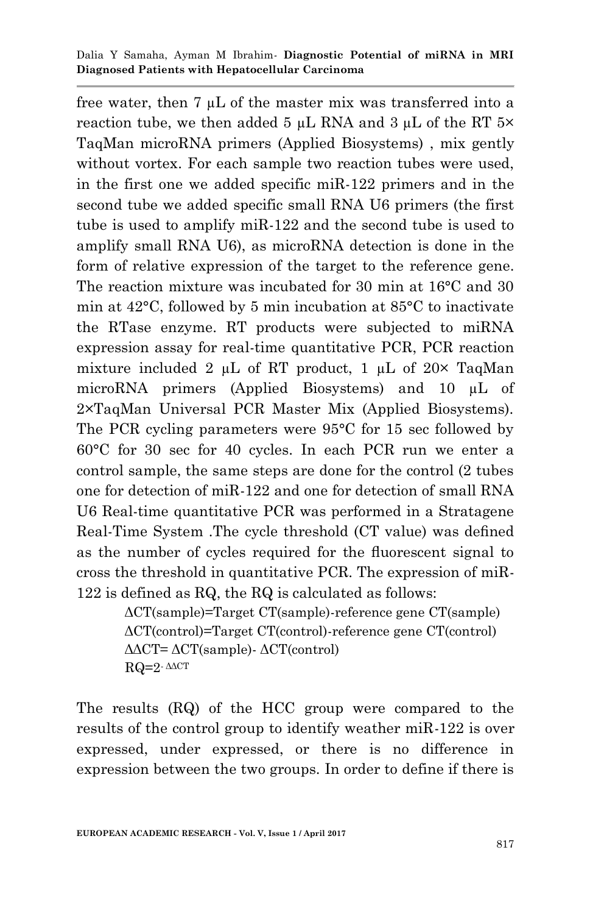free water, then 7 μL of the master mix was transferred into a reaction tube, we then added 5 μL RNA and 3 μL of the RT 5× TaqMan microRNA primers (Applied Biosystems) , mix gently without vortex. For each sample two reaction tubes were used, in the first one we added specific miR-122 primers and in the second tube we added specific small RNA U6 primers (the first tube is used to amplify miR-122 and the second tube is used to amplify small RNA U6), as microRNA detection is done in the form of relative expression of the target to the reference gene. The reaction mixture was incubated for 30 min at 16°C and 30 min at 42°C, followed by 5 min incubation at 85°C to inactivate the RTase enzyme. RT products were subjected to miRNA expression assay for real-time quantitative PCR, PCR reaction mixture included 2 μL of RT product, 1 μL of 20× TaqMan microRNA primers (Applied Biosystems) and 10 μL of 2×TaqMan Universal PCR Master Mix (Applied Biosystems). The PCR cycling parameters were 95°C for 15 sec followed by 60°C for 30 sec for 40 cycles. In each PCR run we enter a control sample, the same steps are done for the control (2 tubes one for detection of miR-122 and one for detection of small RNA U6 Real-time quantitative PCR was performed in a Stratagene Real-Time System .The cycle threshold (CT value) was defined as the number of cycles required for the fluorescent signal to cross the threshold in quantitative PCR. The expression of miR-122 is defined as RQ, the RQ is calculated as follows:

$$\Delta CT(sample) = \text{Target } CT(sample) - \text{reference gene } CT(sample)$$

$$\Delta CT(control) = \text{Target } CT(control) - \text{reference gene } CT(control)$$

$$\Delta\Delta CT = \Delta CT(sample) - \Delta CT(control)$$

$$RQ = 2^{-\Delta\Delta CT}$$

The results (RQ) of the HCC group were compared to the results of the control group to identify weather miR-122 is over expressed, under expressed, or there is no difference in expression between the two groups. In order to define if there is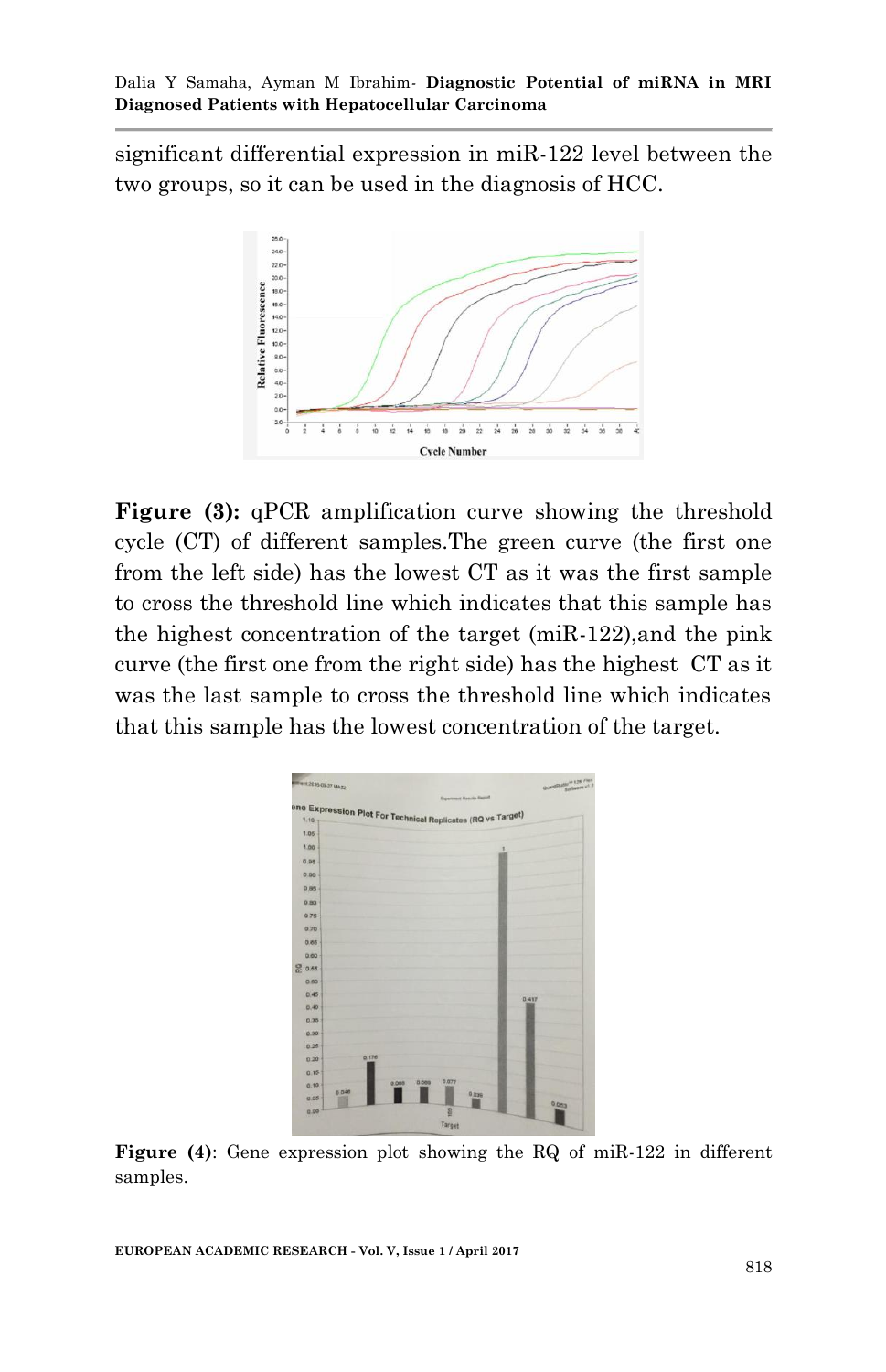significant differential expression in miR-122 level between the two groups, so it can be used in the diagnosis of HCC.

**Figure (3):** qPCR amplification curve showing the threshold cycle (CT) of different samples.The green curve (the first one from the left side) has the lowest CT as it was the first sample to cross the threshold line which indicates that this sample has the highest concentration of the target (miR-122),and the pink curve (the first one from the right side) has the highest CT as it was the last sample to cross the threshold line which indicates that this sample has the lowest concentration of the target.

**Figure (4)**: Gene expression plot showing the RQ of miR-122 in different samples.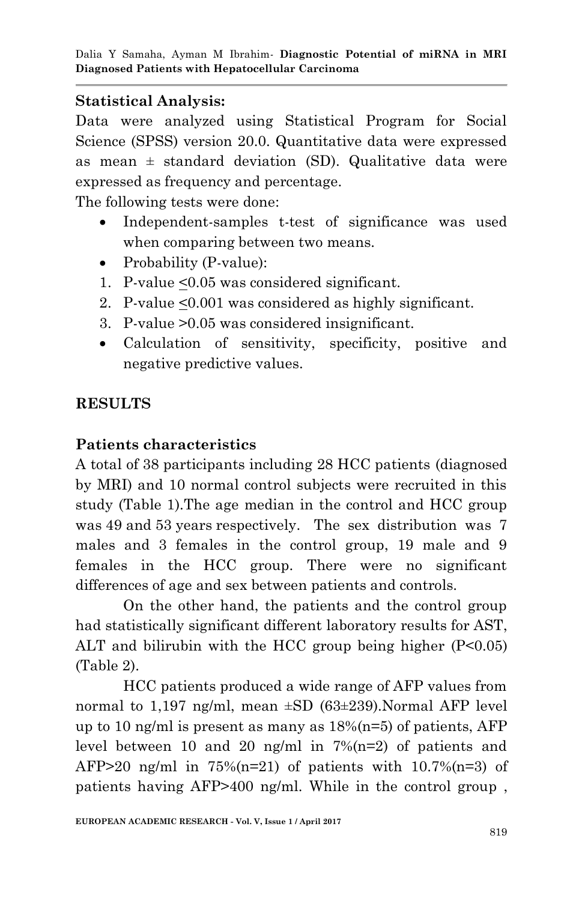**Statistical Analysis:**

Data were analyzed using Statistical Program for Social Science (SPSS) version 20.0. Quantitative data were expressed as mean ± standard deviation (SD). Qualitative data were expressed as frequency and percentage.

The following tests were done:

- Independent-samples t-test of significance was used when comparing between two means.
- Probability (P-value):

1. P-value $\leq$0.05 was considered significant.
2. P-value $\leq$0.001 was considered as highly significant.
3. P-value >0.05 was considered insignificant.

- Calculation of sensitivity, specificity, positive and negative predictive values.

## RESULTS

### Patients characteristics

A total of 38 participants including 28 HCC patients (diagnosed by MRI) and 10 normal control subjects were recruited in this study (Table 1).The age median in the control and HCC group was 49 and 53 years respectively. The sex distribution was 7 males and 3 females in the control group, 19 male and 9 females in the HCC group. There were no significant differences of age and sex between patients and controls.

On the other hand, the patients and the control group had statistically significant different laboratory results for AST, ALT and bilirubin with the HCC group being higher (P<0.05) (Table 2).

HCC patients produced a wide range of AFP values from normal to 1,197 ng/ml, mean ±SD (63±239).Normal AFP level up to 10 ng/ml is present as many as 18%(n=5) of patients, AFP level between 10 and 20 ng/ml in 7%(n=2) of patients and AFP>20 ng/ml in 75%(n=21) of patients with 10.7%(n=3) of patients having AFP>400 ng/ml. While in the control group ,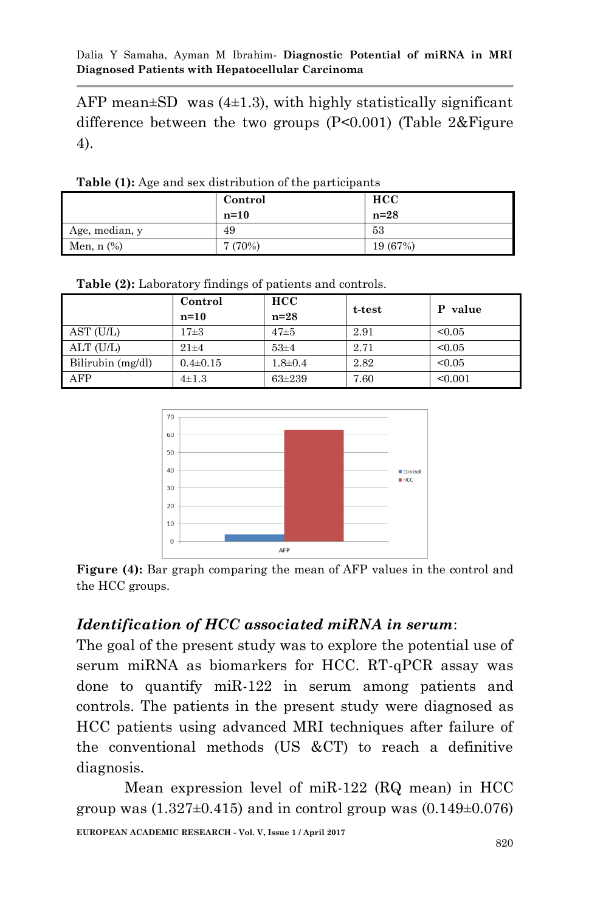AFP mean±SD was (4±1.3), with highly statistically significant difference between the two groups (P<0.001) (Table 2&Figure 4).

**Table (1):** Age and sex distribution of the participants

| | Control n=10 | HCC n=28 |
|---|---|---|
| Age, median, y | 49 | 53 |
| Men, n (%) | 7 (70%) | 19 (67%) |

**Table (2):** Laboratory findings of patients and controls.

| | Control n=10 | HCC n=28 | t-test | P value |
|---|---|---|---|---|
| AST (U/L) | 17±3 | 47±5 | 2.91 | <0.05 |
| ALT (U/L) | 21±4 | 53±4 | 2.71 | <0.05 |
| Bilirubin (mg/dl) | 0.4±0.15 | 1.8±0.4 | 2.82 | <0.05 |
| AFP | 4±1.3 | 63±239 | 7.60 | <0.001 |

**Figure (4):** Bar graph comparing the mean of AFP values in the control and the HCC groups.

### *Identification of HCC associated miRNA in serum*:

The goal of the present study was to explore the potential use of serum miRNA as biomarkers for HCC. RT-qPCR assay was done to quantify miR-122 in serum among patients and controls. The patients in the present study were diagnosed as HCC patients using advanced MRI techniques after failure of the conventional methods (US &CT) to reach a definitive diagnosis.

Mean expression level of miR-122 (RQ mean) in HCC group was (1.327±0.415) and in control group was (0.149±0.076)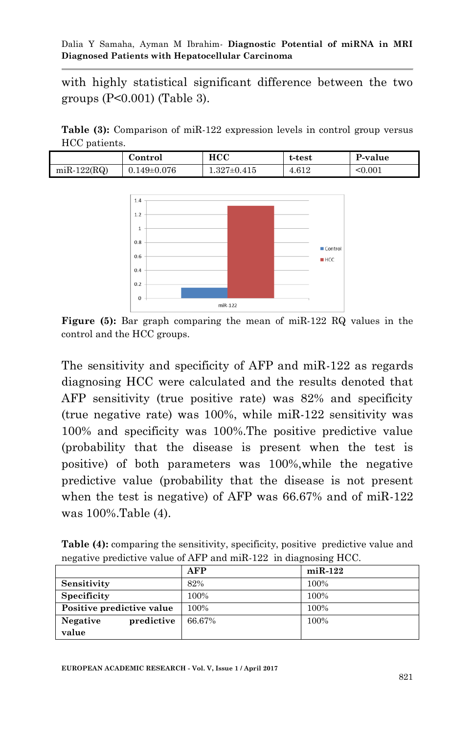with highly statistical significant difference between the two groups (P<0.001) (Table 3).

**Table (3):** Comparison of miR-122 expression levels in control group versus HCC patients.

| | Control | HCC | t-test | P-value |
|---|---|---|---|---|
| miR-122(RQ) | 0.149±0.076 | 1.327±0.415 | 4.612 | <0.001 |

**Figure (5):** Bar graph comparing the mean of miR-122 RQ values in the control and the HCC groups.

The sensitivity and specificity of AFP and miR-122 as regards diagnosing HCC were calculated and the results denoted that AFP sensitivity (true positive rate) was 82% and specificity (true negative rate) was 100%, while miR-122 sensitivity was 100% and specificity was 100%.The positive predictive value (probability that the disease is present when the test is positive) of both parameters was 100%,while the negative predictive value (probability that the disease is not present when the test is negative) of AFP was 66.67% and of miR-122 was 100%.Table (4).

**Table (4):** comparing the sensitivity, specificity, positive predictive value and negative predictive value of AFP and miR-122 in diagnosing HCC.

| | AFP | miR-122 |
|---|---|---|
| **Sensitivity** | 82% | 100% |
| **Specificity** | 100% | 100% |
| **Positive predictive value** | 100% | 100% |
| **Negative predictive value** | 66.67% | 100% |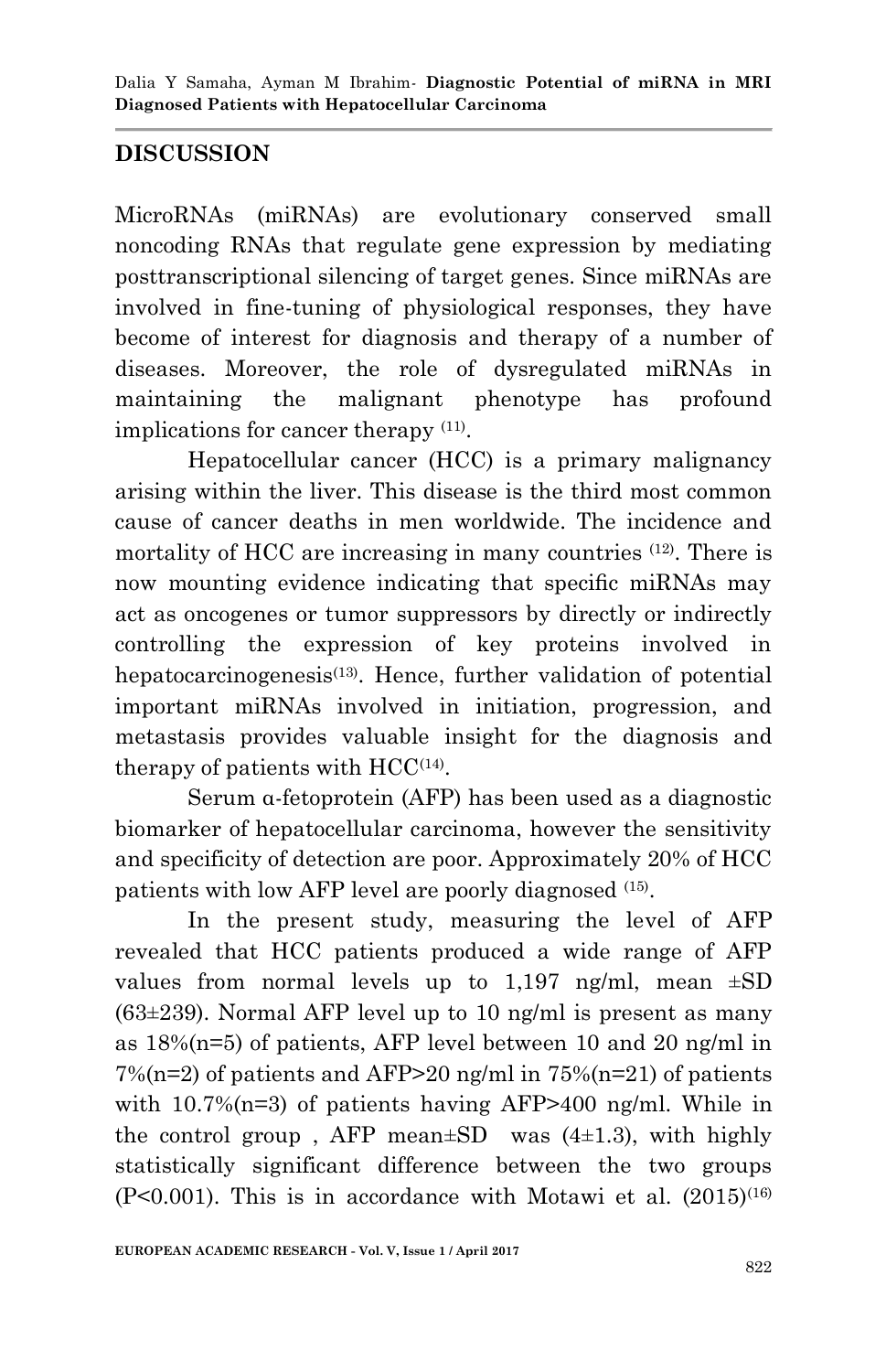## DISCUSSION

MicroRNAs (miRNAs) are evolutionary conserved small noncoding RNAs that regulate gene expression by mediating posttranscriptional silencing of target genes. Since miRNAs are involved in fine-tuning of physiological responses, they have become of interest for diagnosis and therapy of a number of diseases. Moreover, the role of dysregulated miRNAs in maintaining the malignant phenotype has profound implications for cancer therapy [11].

Hepatocellular cancer (HCC) is a primary malignancy arising within the liver. This disease is the third most common cause of cancer deaths in men worldwide. The incidence and mortality of HCC are increasing in many countries [12]. There is now mounting evidence indicating that specific miRNAs may act as oncogenes or tumor suppressors by directly or indirectly controlling the expression of key proteins involved in hepatocarcinogenesis[13]. Hence, further validation of potential important miRNAs involved in initiation, progression, and metastasis provides valuable insight for the diagnosis and therapy of patients with HCC[14].

Serum α-fetoprotein (AFP) has been used as a diagnostic biomarker of hepatocellular carcinoma, however the sensitivity and specificity of detection are poor. Approximately 20% of HCC patients with low AFP level are poorly diagnosed [15].

In the present study, measuring the level of AFP revealed that HCC patients produced a wide range of AFP values from normal levels up to 1,197 ng/ml, mean ±SD (63±239). Normal AFP level up to 10 ng/ml is present as many as 18%(n=5) of patients, AFP level between 10 and 20 ng/ml in 7%(n=2) of patients and AFP>20 ng/ml in 75%(n=21) of patients with 10.7%(n=3) of patients having AFP>400 ng/ml. While in the control group , AFP mean±SD was (4±1.3), with highly statistically significant difference between the two groups ($P<0.001$). This is in accordance with Motawi et al. (2015)[16]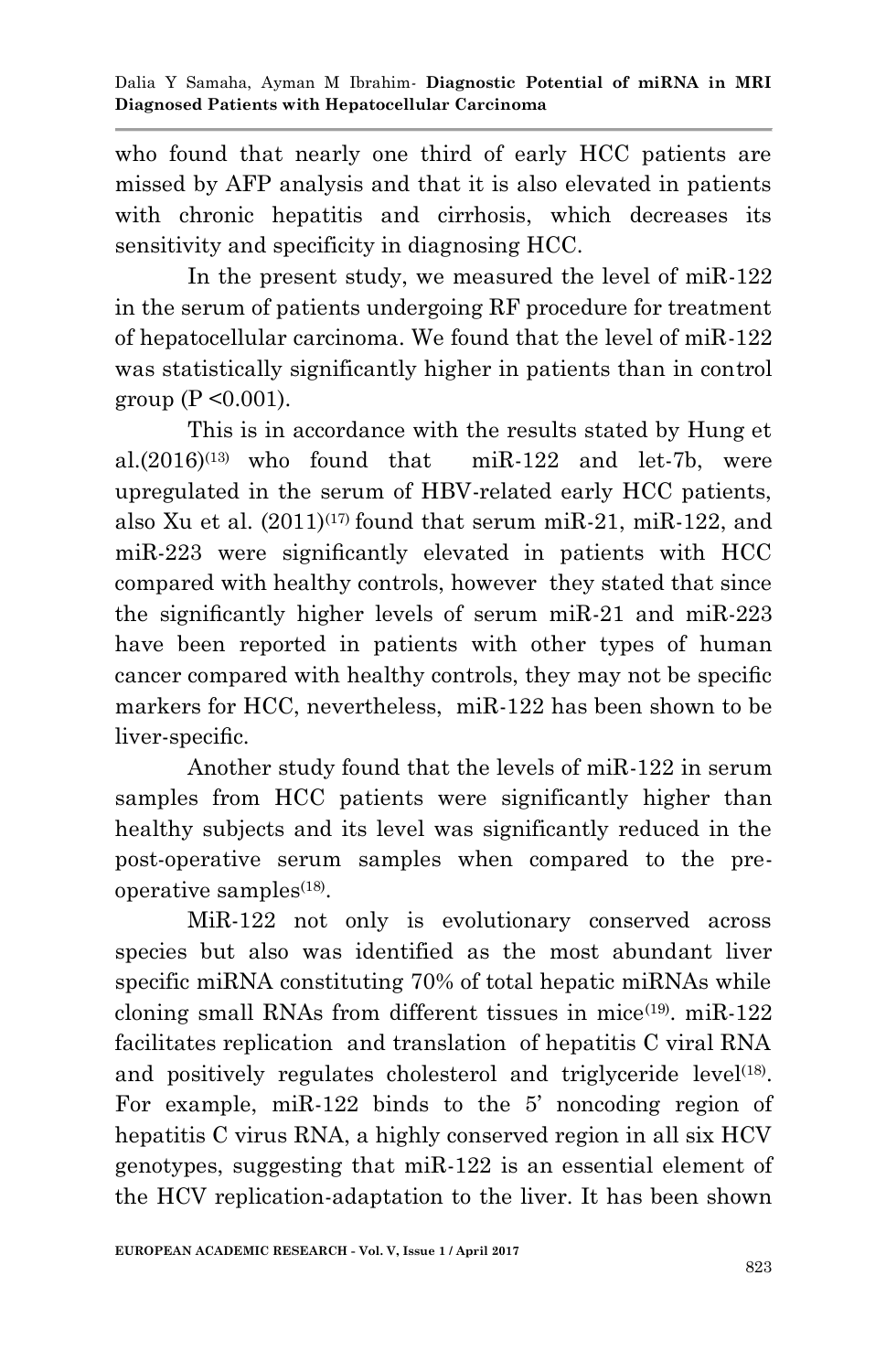who found that nearly one third of early HCC patients are missed by AFP analysis and that it is also elevated in patients with chronic hepatitis and cirrhosis, which decreases its sensitivity and specificity in diagnosing HCC.

In the present study, we measured the level of miR-122 in the serum of patients undergoing RF procedure for treatment of hepatocellular carcinoma. We found that the level of miR-122 was statistically significantly higher in patients than in control group (P <0.001).

This is in accordance with the results stated by Hung et al.(2016)[13] who found that miR-122 and let-7b, were upregulated in the serum of HBV-related early HCC patients, also Xu et al. (2011)[17] found that serum miR-21, miR-122, and miR-223 were significantly elevated in patients with HCC compared with healthy controls, however they stated that since the significantly higher levels of serum miR-21 and miR-223 have been reported in patients with other types of human cancer compared with healthy controls, they may not be specific markers for HCC, nevertheless, miR-122 has been shown to be liver-specific.

Another study found that the levels of miR-122 in serum samples from HCC patients were significantly higher than healthy subjects and its level was significantly reduced in the post-operative serum samples when compared to the pre-operative samples[18].

MiR-122 not only is evolutionary conserved across species but also was identified as the most abundant liver specific miRNA constituting 70% of total hepatic miRNAs while cloning small RNAs from different tissues in mice[19]. miR-122 facilitates replication and translation of hepatitis C viral RNA and positively regulates cholesterol and triglyceride level[18]. For example, miR-122 binds to the 5' noncoding region of hepatitis C virus RNA, a highly conserved region in all six HCV genotypes, suggesting that miR-122 is an essential element of the HCV replication-adaptation to the liver. It has been shown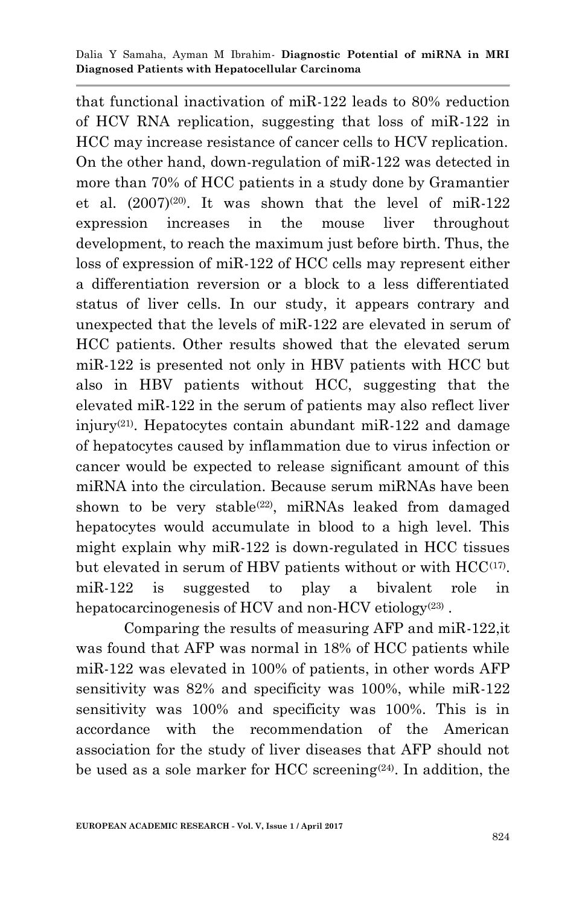that functional inactivation of miR-122 leads to 80% reduction of HCV RNA replication, suggesting that loss of miR-122 in HCC may increase resistance of cancer cells to HCV replication. On the other hand, down-regulation of miR-122 was detected in more than 70% of HCC patients in a study done by Gramantier et al. (2007)[20]. It was shown that the level of miR-122 expression increases in the mouse liver throughout development, to reach the maximum just before birth. Thus, the loss of expression of miR-122 of HCC cells may represent either a differentiation reversion or a block to a less differentiated status of liver cells. In our study, it appears contrary and unexpected that the levels of miR-122 are elevated in serum of HCC patients. Other results showed that the elevated serum miR-122 is presented not only in HBV patients with HCC but also in HBV patients without HCC, suggesting that the elevated miR-122 in the serum of patients may also reflect liver injury[21]. Hepatocytes contain abundant miR-122 and damage of hepatocytes caused by inflammation due to virus infection or cancer would be expected to release significant amount of this miRNA into the circulation. Because serum miRNAs have been shown to be very stable[22], miRNAs leaked from damaged hepatocytes would accumulate in blood to a high level. This might explain why miR-122 is down-regulated in HCC tissues but elevated in serum of HBV patients without or with HCC[17]. miR-122 is suggested to play a bivalent role in hepatocarcinogenesis of HCV and non-HCV etiology[23] .

Comparing the results of measuring AFP and miR-122,it was found that AFP was normal in 18% of HCC patients while miR-122 was elevated in 100% of patients, in other words AFP sensitivity was 82% and specificity was 100%, while miR-122 sensitivity was 100% and specificity was 100%. This is in accordance with the recommendation of the American association for the study of liver diseases that AFP should not be used as a sole marker for HCC screening[24]. In addition, the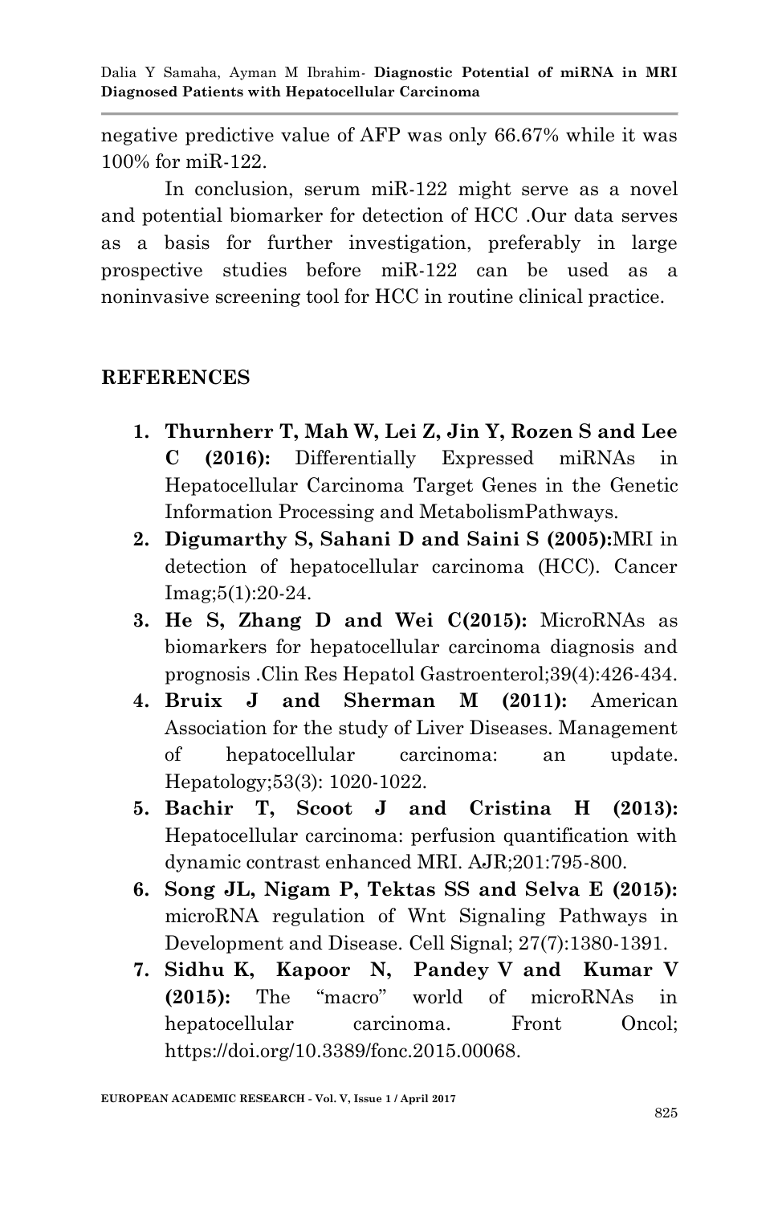negative predictive value of AFP was only 66.67% while it was 100% for miR-122.

In conclusion, serum miR-122 might serve as a novel and potential biomarker for detection of HCC .Our data serves as a basis for further investigation, preferably in large prospective studies before miR-122 can be used as a noninvasive screening tool for HCC in routine clinical practice.

## REFERENCES

1. **Thurnherr T, Mah W, Lei Z, Jin Y, Rozen S and Lee C (2016):** Differentially Expressed miRNAs in Hepatocellular Carcinoma Target Genes in the Genetic Information Processing and MetabolismPathways.
2. **Digumarthy S, Sahani D and Saini S (2005):**MRI in detection of hepatocellular carcinoma (HCC). Cancer Imag;5(1):20-24.
3. **He S, Zhang D and Wei C(2015):** MicroRNAs as biomarkers for hepatocellular carcinoma diagnosis and prognosis .Clin Res Hepatol Gastroenterol;39(4):426-434.
4. **Bruix J and Sherman M (2011):** American Association for the study of Liver Diseases. Management of hepatocellular carcinoma: an update. Hepatology;53(3): 1020-1022.
5. **Bachir T, Scoot J and Cristina H (2013):** Hepatocellular carcinoma: perfusion quantification with dynamic contrast enhanced MRI. AJR;201:795-800.
6. **Song JL, Nigam P, Tektas SS and Selva E (2015):** microRNA regulation of Wnt Signaling Pathways in Development and Disease. Cell Signal; 27(7):1380-1391.
7. **Sidhu K, Kapoor N, Pandey V and Kumar V (2015):** The "macro" world of microRNAs in hepatocellular carcinoma. Front Oncol; https://doi.org/10.3389/fonc.2015.00068.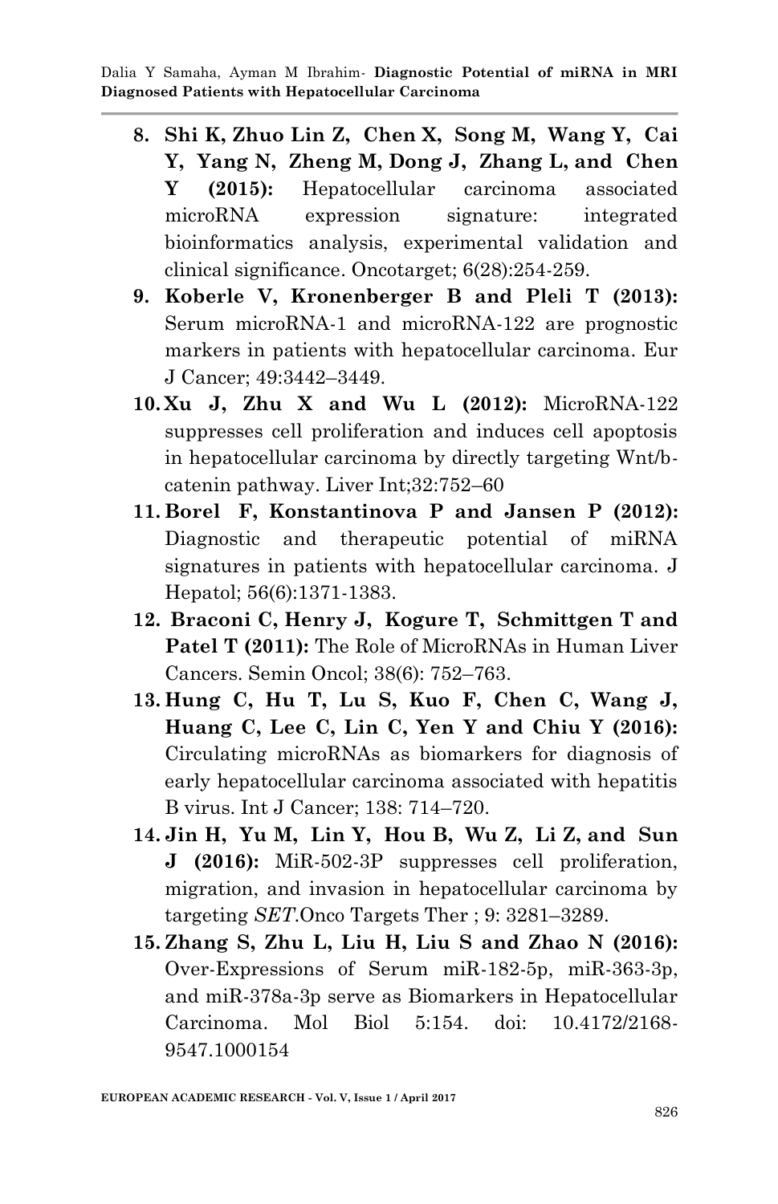8. **Shi K, Zhuo Lin Z, Chen X, Song M, Wang Y, Cai Y, Yang N, Zheng M, Dong J, Zhang L, and Chen Y (2015):** Hepatocellular carcinoma associated microRNA expression signature: integrated bioinformatics analysis, experimental validation and clinical significance. Oncotarget; 6(28):254-259.
9. **Koberle V, Kronenberger B and Pleli T (2013):** Serum microRNA-1 and microRNA-122 are prognostic markers in patients with hepatocellular carcinoma. Eur J Cancer; 49:3442–3449.
10. **Xu J, Zhu X and Wu L (2012):** MicroRNA-122 suppresses cell proliferation and induces cell apoptosis in hepatocellular carcinoma by directly targeting Wnt/b-catenin pathway. Liver Int;32:752–60
11. **Borel F, Konstantinova P and Jansen P (2012):** Diagnostic and therapeutic potential of miRNA signatures in patients with hepatocellular carcinoma. J Hepatol; 56(6):1371-1383.
12. **Braconi C, Henry J, Kogure T, Schmittgen T and Patel T (2011):** The Role of MicroRNAs in Human Liver Cancers. Semin Oncol; 38(6): 752–763.
13. **Hung C, Hu T, Lu S, Kuo F, Chen C, Wang J, Huang C, Lee C, Lin C, Yen Y and Chiu Y (2016):** Circulating microRNAs as biomarkers for diagnosis of early hepatocellular carcinoma associated with hepatitis B virus. Int J Cancer; 138: 714–720.
14. **Jin H, Yu M, Lin Y, Hou B, Wu Z, Li Z, and Sun J (2016):** MiR-502-3P suppresses cell proliferation, migration, and invasion in hepatocellular carcinoma by targeting *SET*.Onco Targets Ther ; 9: 3281–3289.
15. **Zhang S, Zhu L, Liu H, Liu S and Zhao N (2016):** Over-Expressions of Serum miR-182-5p, miR-363-3p, and miR-378a-3p serve as Biomarkers in Hepatocellular Carcinoma. Mol Biol 5:154. doi: 10.4172/2168-9547.1000154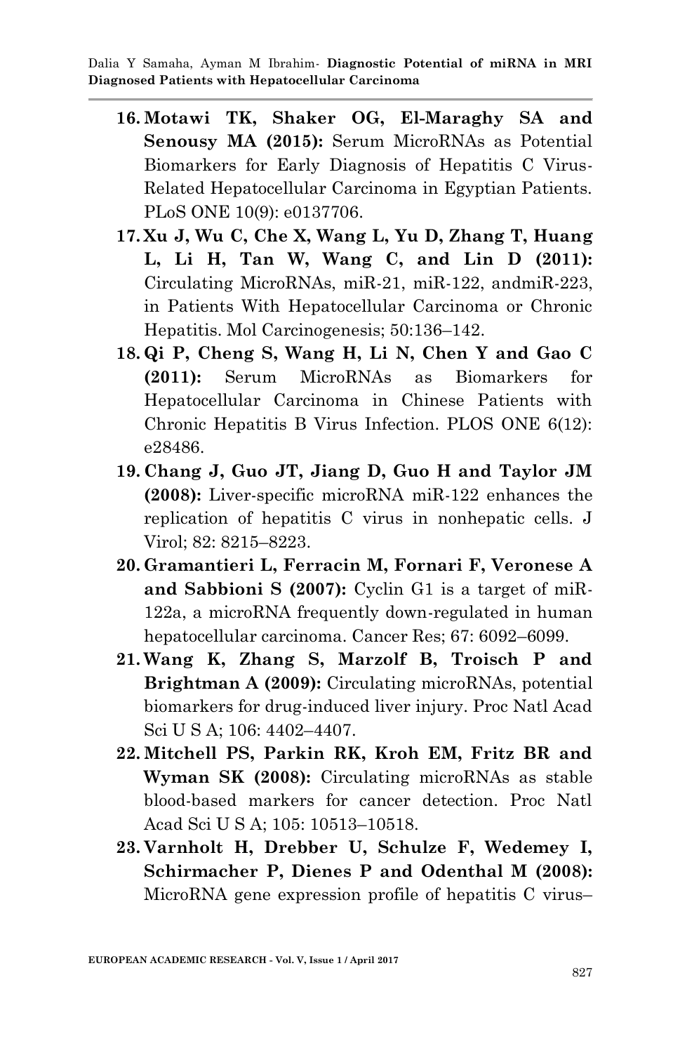16. **Motawi TK, Shaker OG, El-Maraghy SA and Senousy MA (2015):** Serum MicroRNAs as Potential Biomarkers for Early Diagnosis of Hepatitis C Virus-Related Hepatocellular Carcinoma in Egyptian Patients. PLoS ONE 10(9): e0137706.
17. **Xu J, Wu C, Che X, Wang L, Yu D, Zhang T, Huang L, Li H, Tan W, Wang C, and Lin D (2011):** Circulating MicroRNAs, miR-21, miR-122, andmiR-223, in Patients With Hepatocellular Carcinoma or Chronic Hepatitis. Mol Carcinogenesis; 50:136–142.
18. **Qi P, Cheng S, Wang H, Li N, Chen Y and Gao C (2011):** Serum MicroRNAs as Biomarkers for Hepatocellular Carcinoma in Chinese Patients with Chronic Hepatitis B Virus Infection. PLOS ONE 6(12): e28486.
19. **Chang J, Guo JT, Jiang D, Guo H and Taylor JM (2008):** Liver-specific microRNA miR-122 enhances the replication of hepatitis C virus in nonhepatic cells. J Virol; 82: 8215–8223.
20. **Gramantieri L, Ferracin M, Fornari F, Veronese A and Sabbioni S (2007):** Cyclin G1 is a target of miR-122a, a microRNA frequently down-regulated in human hepatocellular carcinoma. Cancer Res; 67: 6092–6099.
21. **Wang K, Zhang S, Marzolf B, Troisch P and Brightman A (2009):** Circulating microRNAs, potential biomarkers for drug-induced liver injury. Proc Natl Acad Sci U S A; 106: 4402–4407.
22. **Mitchell PS, Parkin RK, Kroh EM, Fritz BR and Wyman SK (2008):** Circulating microRNAs as stable blood-based markers for cancer detection. Proc Natl Acad Sci U S A; 105: 10513–10518.
23. **Varnholt H, Drebber U, Schulze F, Wedemey I, Schirmacher P, Dienes P and Odenthal M (2008):** MicroRNA gene expression profile of hepatitis C virus–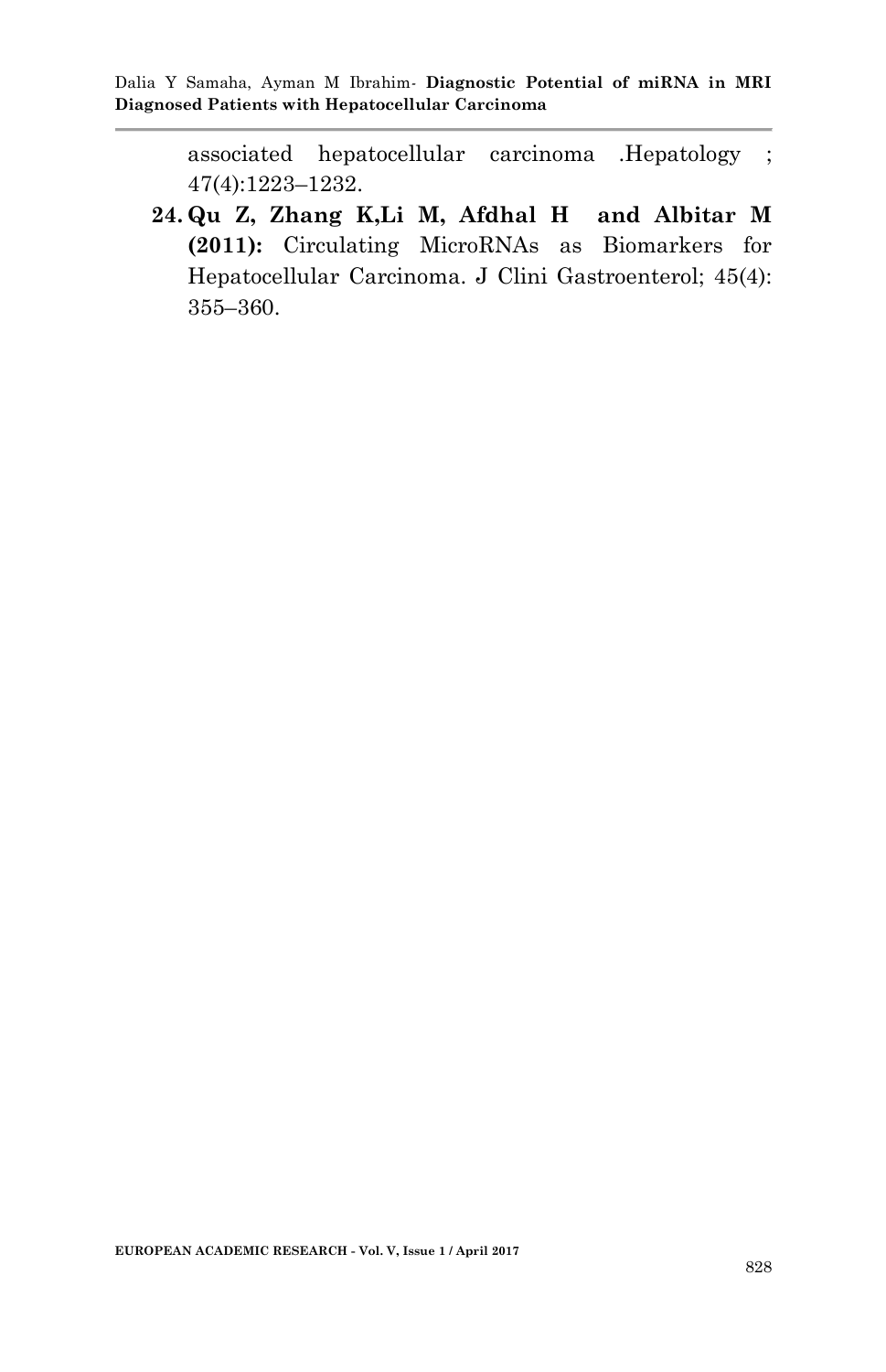associated hepatocellular carcinoma .Hepatology ; 47(4):1223–1232.

24. **Qu Z, Zhang K,Li M, Afdhal H and Albitar M (2011):** Circulating MicroRNAs as Biomarkers for Hepatocellular Carcinoma. J Clini Gastroenterol; 45(4): 355–360.